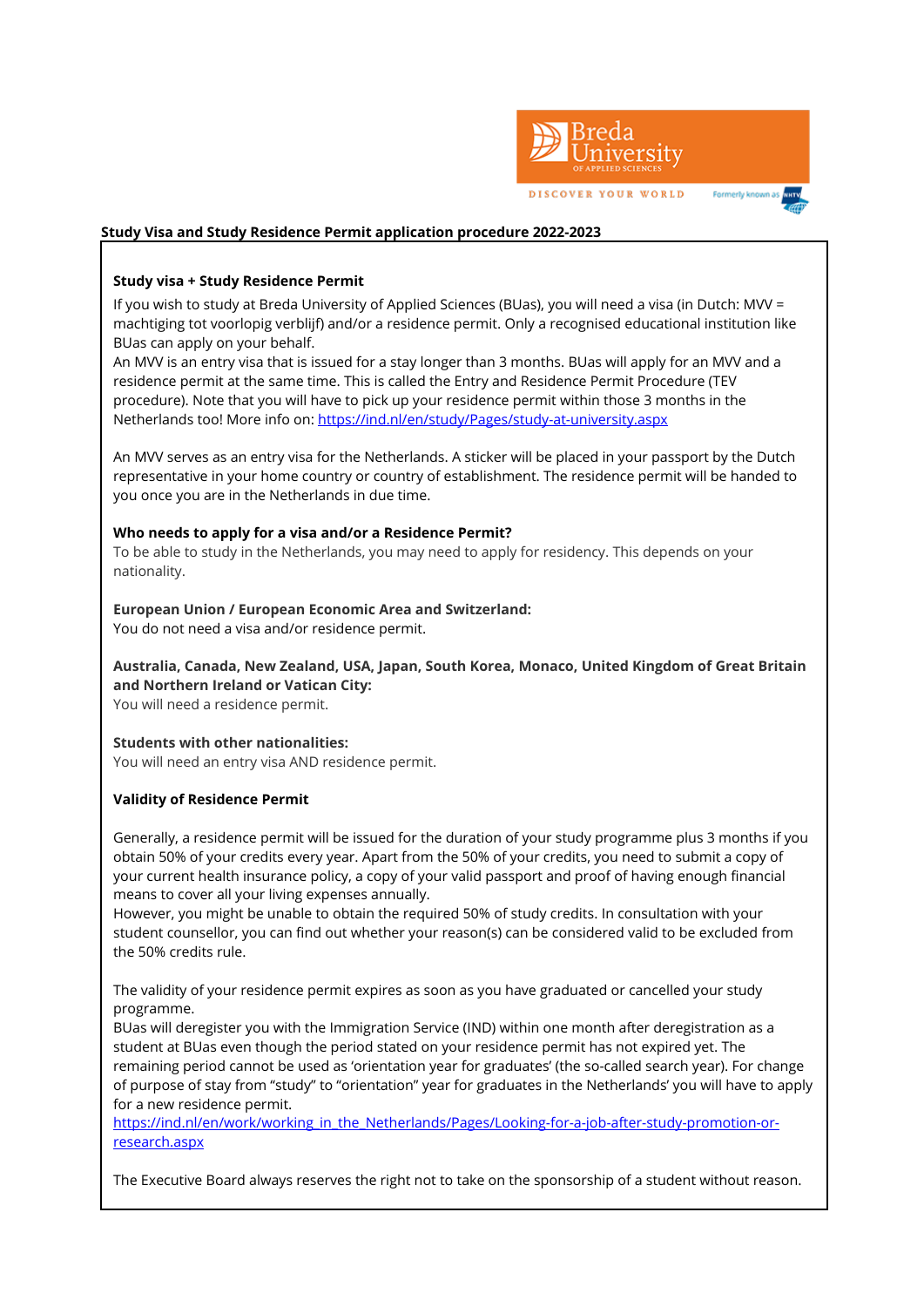## Study Visa and Study Residence Permit application procedure 2022-2023

### Study visa + Study Residence Permit

If you wish to study at Breda University of Applied Sciences (BUas), you will need a visa (in Dutch: MVV = machtiging tot voorlopig verblijf) and/or a residence permit. Only a recognised educational institution like BUas can apply on your behalf.
An MVV is an entry visa that is issued for a stay longer than 3 months. BUas will apply for an MVV and a residence permit at the same time. This is called the Entry and Residence Permit Procedure (TEV procedure). Note that you will have to pick up your residence permit within those 3 months in the Netherlands too! More info on: [https://ind.nl/en/study/Pages/study-at-university.aspx](https://ind.nl/en/study/Pages/study-at-university.aspx)

An MVV serves as an entry visa for the Netherlands. A sticker will be placed in your passport by the Dutch representative in your home country or country of establishment. The residence permit will be handed to you once you are in the Netherlands in due time.

### Who needs to apply for a visa and/or a Residence Permit?

To be able to study in the Netherlands, you may need to apply for residency. This depends on your nationality.

**European Union / European Economic Area and Switzerland:**
You do not need a visa and/or residence permit.

**Australia, Canada, New Zealand, USA, Japan, South Korea, Monaco, United Kingdom of Great Britain and Northern Ireland or Vatican City:**
You will need a residence permit.

**Students with other nationalities:**
You will need an entry visa AND residence permit.

### Validity of Residence Permit

Generally, a residence permit will be issued for the duration of your study programme plus 3 months if you obtain 50% of your credits every year. Apart from the 50% of your credits, you need to submit a copy of your current health insurance policy, a copy of your valid passport and proof of having enough financial means to cover all your living expenses annually.
However, you might be unable to obtain the required 50% of study credits. In consultation with your student counsellor, you can find out whether your reason(s) can be considered valid to be excluded from the 50% credits rule.

The validity of your residence permit expires as soon as you have graduated or cancelled your study programme.
BUas will deregister you with the Immigration Service (IND) within one month after deregistration as a student at BUas even though the period stated on your residence permit has not expired yet. The remaining period cannot be used as 'orientation year for graduates' (the so-called search year). For change of purpose of stay from "study" to "orientation" year for graduates in the Netherlands' you will have to apply for a new residence permit.
[https://ind.nl/en/work/working_in_the_Netherlands/Pages/Looking-for-a-job-after-study-promotion-or-research.aspx](https://ind.nl/en/work/working_in_the_Netherlands/Pages/Looking-for-a-job-after-study-promotion-or-research.aspx)

The Executive Board always reserves the right not to take on the sponsorship of a student without reason.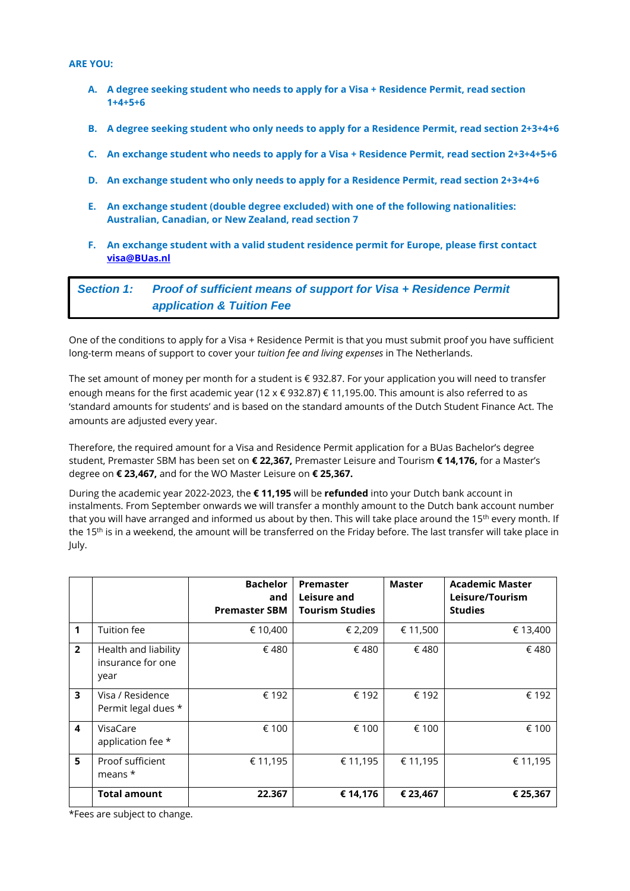**ARE YOU:**

A. **A degree seeking student who needs to apply for a Visa + Residence Permit, read section 1+4+5+6**

B. **A degree seeking student who only needs to apply for a Residence Permit, read section 2+3+4+6**

C. **An exchange student who needs to apply for a Visa + Residence Permit, read section 2+3+4+5+6**

D. **An exchange student who only needs to apply for a Residence Permit, read section 2+3+4+6**

E. **An exchange student (double degree excluded) with one of the following nationalities: Australian, Canadian, or New Zealand, read section 7**

F. **An exchange student with a valid student residence permit for Europe, please first contact [visa@BUas.nl](mailto:visa@BUas.nl)**

## *Section 1: Proof of sufficient means of support for Visa + Residence Permit application & Tuition Fee*

One of the conditions to apply for a Visa + Residence Permit is that you must submit proof you have sufficient long-term means of support to cover your *tuition fee and living expenses* in The Netherlands.

The set amount of money per month for a student is € 932.87. For your application you will need to transfer enough means for the first academic year (12 x € 932.87) € 11,195.00. This amount is also referred to as 'standard amounts for students' and is based on the standard amounts of the Dutch Student Finance Act. The amounts are adjusted every year.

Therefore, the required amount for a Visa and Residence Permit application for a BUas Bachelor's degree student, Premaster SBM has been set on **€ 22,367,** Premaster Leisure and Tourism **€ 14,176,** for a Master's degree on **€ 23,467,** and for the WO Master Leisure on **€ 25,367.**

During the academic year 2022-2023, the **€ 11,195** will be **refunded** into your Dutch bank account in instalments. From September onwards we will transfer a monthly amount to the Dutch bank account number that you will have arranged and informed us about by then. This will take place around the 15th every month. If the 15th is in a weekend, the amount will be transferred on the Friday before. The last transfer will take place in July.

| | | **Bachelor and Premaster SBM** | **Premaster Leisure and Tourism Studies** | **Master** | **Academic Master Leisure/Tourism Studies** |
|---|---|---|---|---|---|
| **1** | Tuition fee | € 10,400 | € 2,209 | € 11,500 | € 13,400 |
| **2** | Health and liability insurance for one year | € 480 | € 480 | € 480 | € 480 |
| **3** | Visa / Residence Permit legal dues * | € 192 | € 192 | € 192 | € 192 |
| **4** | VisaCare application fee * | € 100 | € 100 | € 100 | € 100 |
| **5** | Proof sufficient means * | € 11,195 | € 11,195 | € 11,195 | € 11,195 |
| | **Total amount** | **22.367** | **€ 14,176** | **€ 23,467** | **€ 25,367** |

*Fees are subject to change.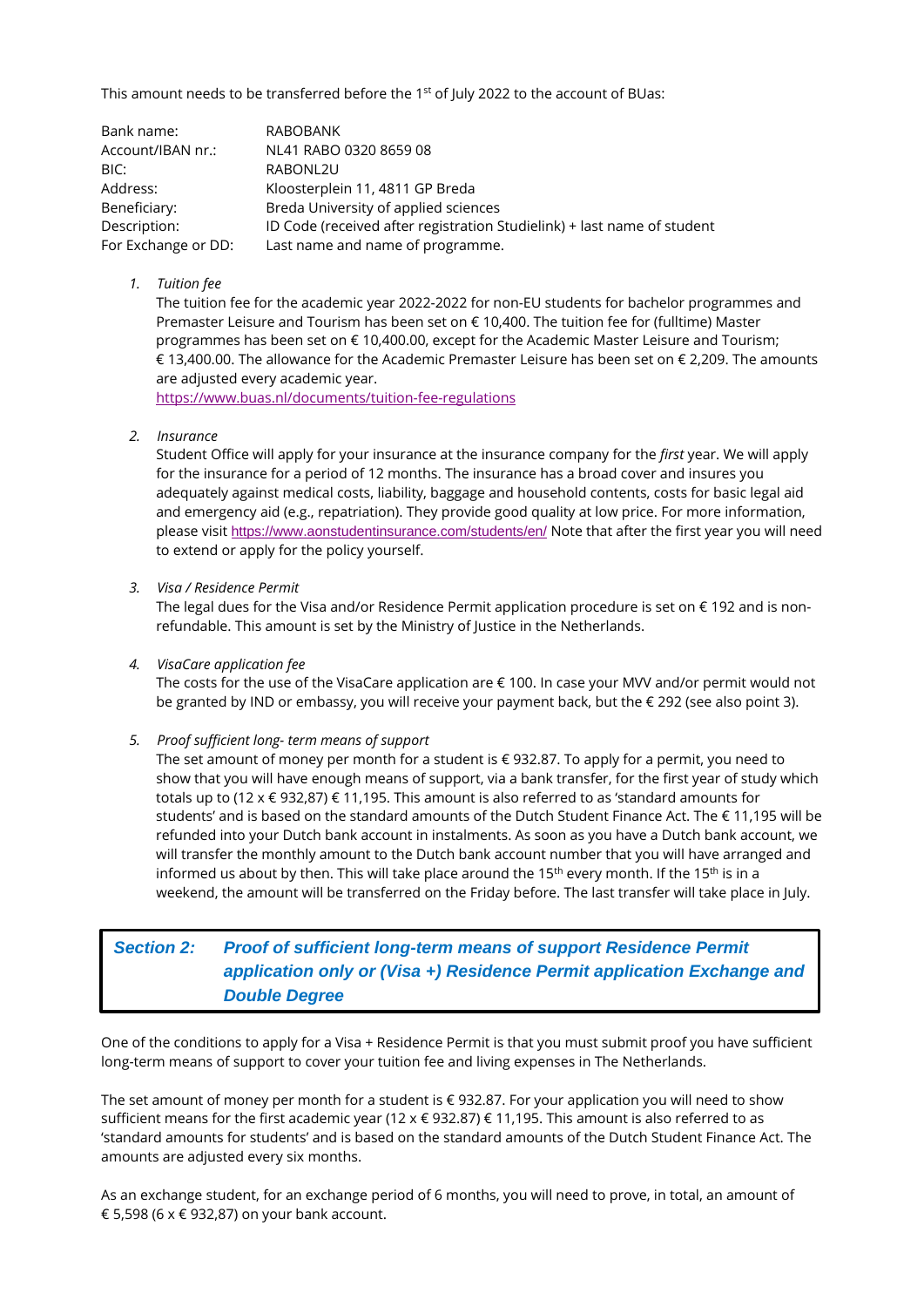This amount needs to be transferred before the 1st of July 2022 to the account of BUas:

| | |
|---|---|
| Bank name: | RABOBANK |
| Account/IBAN nr.: | NL41 RABO 0320 8659 08 |
| BIC: | RABONL2U |
| Address: | Kloosterplein 11, 4811 GP Breda |
| Beneficiary: | Breda University of applied sciences |
| Description: | ID Code (received after registration Studielink) + last name of student |
| For Exchange or DD: | Last name and name of programme. |

1. *Tuition fee*
   The tuition fee for the academic year 2022-2022 for non-EU students for bachelor programmes and Premaster Leisure and Tourism has been set on € 10,400. The tuition fee for (fulltime) Master programmes has been set on € 10,400.00, except for the Academic Master Leisure and Tourism; € 13,400.00. The allowance for the Academic Premaster Leisure has been set on € 2,209. The amounts are adjusted every academic year.
   https://www.buas.nl/documents/tuition-fee-regulations

2. *Insurance*
   Student Office will apply for your insurance at the insurance company for the *first* year. We will apply for the insurance for a period of 12 months. The insurance has a broad cover and insures you adequately against medical costs, liability, baggage and household contents, costs for basic legal aid and emergency aid (e.g., repatriation). They provide good quality at low price. For more information, please visit https://www.aonstudentinsurance.com/students/en/ Note that after the first year you will need to extend or apply for the policy yourself.

3. *Visa / Residence Permit*
   The legal dues for the Visa and/or Residence Permit application procedure is set on € 192 and is non-refundable. This amount is set by the Ministry of Justice in the Netherlands.

4. *VisaCare application fee*
   The costs for the use of the VisaCare application are € 100. In case your MVV and/or permit would not be granted by IND or embassy, you will receive your payment back, but the € 292 (see also point 3).

5. *Proof sufficient long- term means of support*
   The set amount of money per month for a student is € 932.87. To apply for a permit, you need to show that you will have enough means of support, via a bank transfer, for the first year of study which totals up to (12 x € 932,87) € 11,195. This amount is also referred to as 'standard amounts for students' and is based on the standard amounts of the Dutch Student Finance Act. The € 11,195 will be refunded into your Dutch bank account in instalments. As soon as you have a Dutch bank account, we will transfer the monthly amount to the Dutch bank account number that you will have arranged and informed us about by then. This will take place around the 15th every month. If the 15th is in a weekend, the amount will be transferred on the Friday before. The last transfer will take place in July.

## Section 2: Proof of sufficient long-term means of support Residence Permit application only or (Visa +) Residence Permit application Exchange and Double Degree

One of the conditions to apply for a Visa + Residence Permit is that you must submit proof you have sufficient long-term means of support to cover your tuition fee and living expenses in The Netherlands.

The set amount of money per month for a student is € 932.87. For your application you will need to show sufficient means for the first academic year (12 x € 932.87) € 11,195. This amount is also referred to as 'standard amounts for students' and is based on the standard amounts of the Dutch Student Finance Act. The amounts are adjusted every six months.

As an exchange student, for an exchange period of 6 months, you will need to prove, in total, an amount of € 5,598 (6 x € 932,87) on your bank account.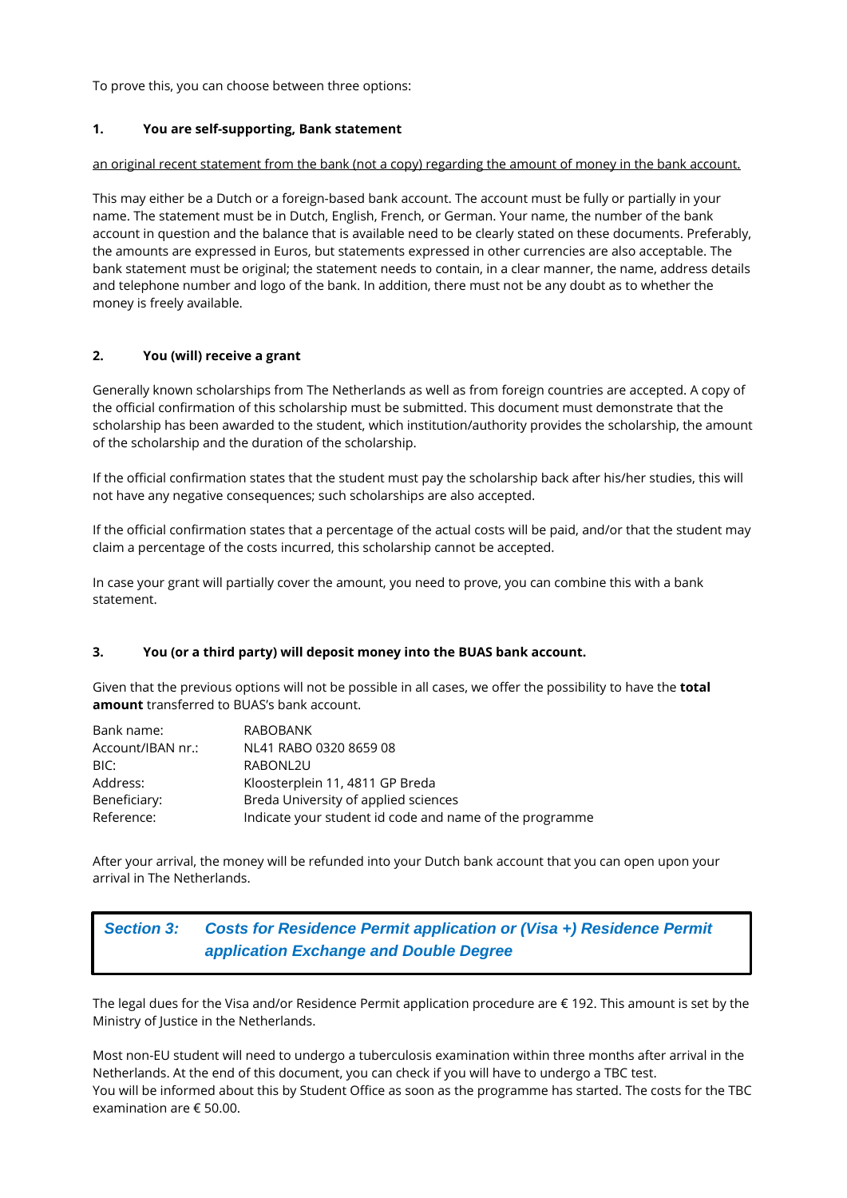To prove this, you can choose between three options:

### 1. You are self-supporting, Bank statement

an original recent statement from the bank (not a copy) regarding the amount of money in the bank account.

This may either be a Dutch or a foreign-based bank account. The account must be fully or partially in your name. The statement must be in Dutch, English, French, or German. Your name, the number of the bank account in question and the balance that is available need to be clearly stated on these documents. Preferably, the amounts are expressed in Euros, but statements expressed in other currencies are also acceptable. The bank statement must be original; the statement needs to contain, in a clear manner, the name, address details and telephone number and logo of the bank. In addition, there must not be any doubt as to whether the money is freely available.

### 2. You (will) receive a grant

Generally known scholarships from The Netherlands as well as from foreign countries are accepted. A copy of the official confirmation of this scholarship must be submitted. This document must demonstrate that the scholarship has been awarded to the student, which institution/authority provides the scholarship, the amount of the scholarship and the duration of the scholarship.

If the official confirmation states that the student must pay the scholarship back after his/her studies, this will not have any negative consequences; such scholarships are also accepted.

If the official confirmation states that a percentage of the actual costs will be paid, and/or that the student may claim a percentage of the costs incurred, this scholarship cannot be accepted.

In case your grant will partially cover the amount, you need to prove, you can combine this with a bank statement.

### 3. You (or a third party) will deposit money into the BUAS bank account.

Given that the previous options will not be possible in all cases, we offer the possibility to have the **total amount** transferred to BUAS's bank account.

| | |
|---|---|
| Bank name: | RABOBANK |
| Account/IBAN nr.: | NL41 RABO 0320 8659 08 |
| BIC: | RABONL2U |
| Address: | Kloosterplein 11, 4811 GP Breda |
| Beneficiary: | Breda University of applied sciences |
| Reference: | Indicate your student id code and name of the programme |

After your arrival, the money will be refunded into your Dutch bank account that you can open upon your arrival in The Netherlands.

## Section 3: Costs for Residence Permit application or (Visa +) Residence Permit application Exchange and Double Degree

The legal dues for the Visa and/or Residence Permit application procedure are € 192. This amount is set by the Ministry of Justice in the Netherlands.

Most non-EU student will need to undergo a tuberculosis examination within three months after arrival in the Netherlands. At the end of this document, you can check if you will have to undergo a TBC test.
You will be informed about this by Student Office as soon as the programme has started. The costs for the TBC examination are € 50.00.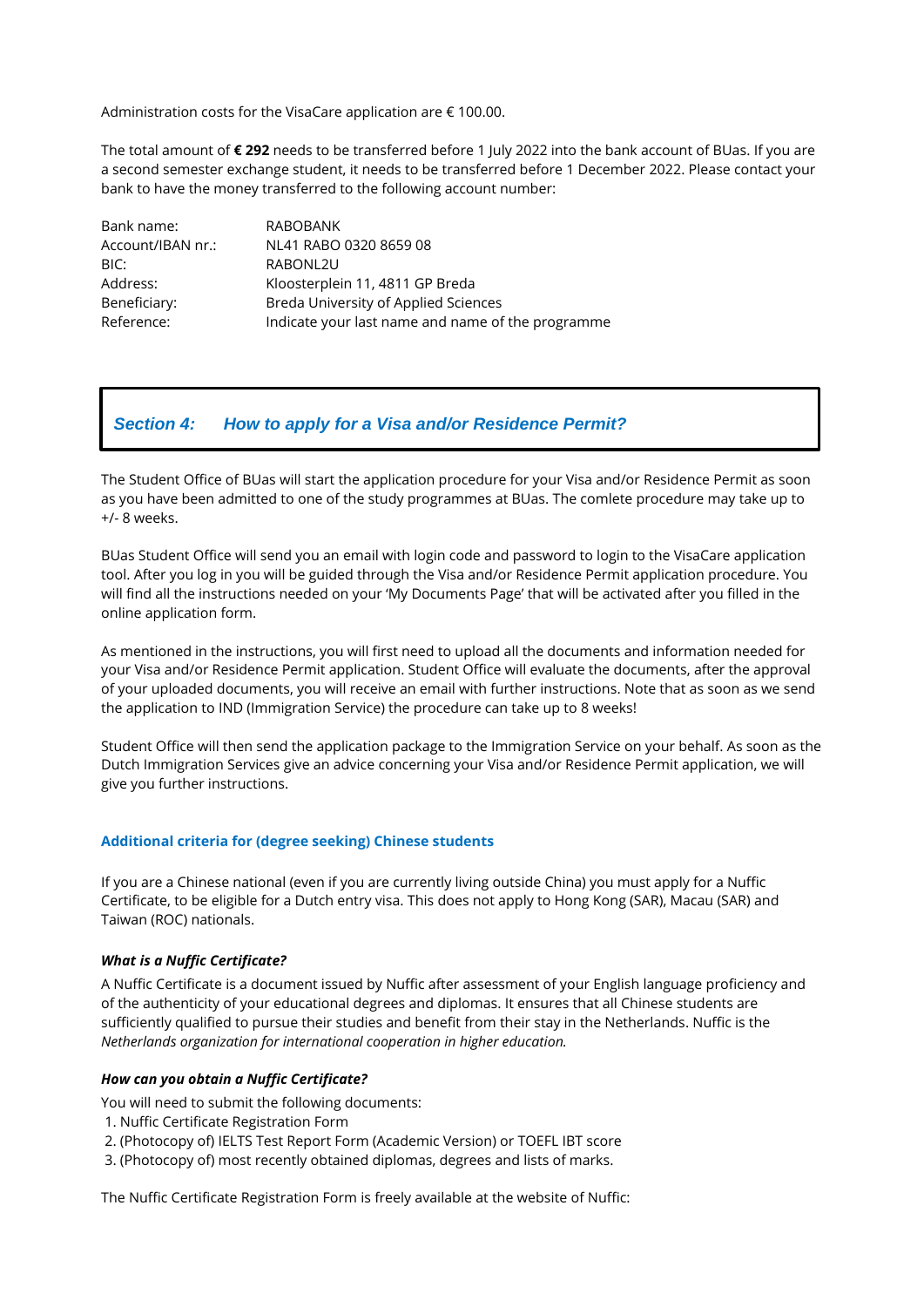Administration costs for the VisaCare application are € 100.00.

The total amount of **€ 292** needs to be transferred before 1 July 2022 into the bank account of BUas. If you are a second semester exchange student, it needs to be transferred before 1 December 2022. Please contact your bank to have the money transferred to the following account number:

| | |
|---|---|
| Bank name: | RABOBANK |
| Account/IBAN nr.: | NL41 RABO 0320 8659 08 |
| BIC: | RABONL2U |
| Address: | Kloosterplein 11, 4811 GP Breda |
| Beneficiary: | Breda University of Applied Sciences |
| Reference: | Indicate your last name and name of the programme |

## *Section 4: How to apply for a Visa and/or Residence Permit?*

The Student Office of BUas will start the application procedure for your Visa and/or Residence Permit as soon as you have been admitted to one of the study programmes at BUas. The comlete procedure may take up to +/- 8 weeks.

BUas Student Office will send you an email with login code and password to login to the VisaCare application tool. After you log in you will be guided through the Visa and/or Residence Permit application procedure. You will find all the instructions needed on your 'My Documents Page' that will be activated after you filled in the online application form.

As mentioned in the instructions, you will first need to upload all the documents and information needed for your Visa and/or Residence Permit application. Student Office will evaluate the documents, after the approval of your uploaded documents, you will receive an email with further instructions. Note that as soon as we send the application to IND (Immigration Service) the procedure can take up to 8 weeks!

Student Office will then send the application package to the Immigration Service on your behalf. As soon as the Dutch Immigration Services give an advice concerning your Visa and/or Residence Permit application, we will give you further instructions.

### Additional criteria for (degree seeking) Chinese students

If you are a Chinese national (even if you are currently living outside China) you must apply for a Nuffic Certificate, to be eligible for a Dutch entry visa. This does not apply to Hong Kong (SAR), Macau (SAR) and Taiwan (ROC) nationals.

#### *What is a Nuffic Certificate?*

A Nuffic Certificate is a document issued by Nuffic after assessment of your English language proficiency and of the authenticity of your educational degrees and diplomas. It ensures that all Chinese students are sufficiently qualified to pursue their studies and benefit from their stay in the Netherlands. Nuffic is the *Netherlands organization for international cooperation in higher education.*

#### *How can you obtain a Nuffic Certificate?*

You will need to submit the following documents:

1. Nuffic Certificate Registration Form
2. (Photocopy of) IELTS Test Report Form (Academic Version) or TOEFL IBT score
3. (Photocopy of) most recently obtained diplomas, degrees and lists of marks.

The Nuffic Certificate Registration Form is freely available at the website of Nuffic: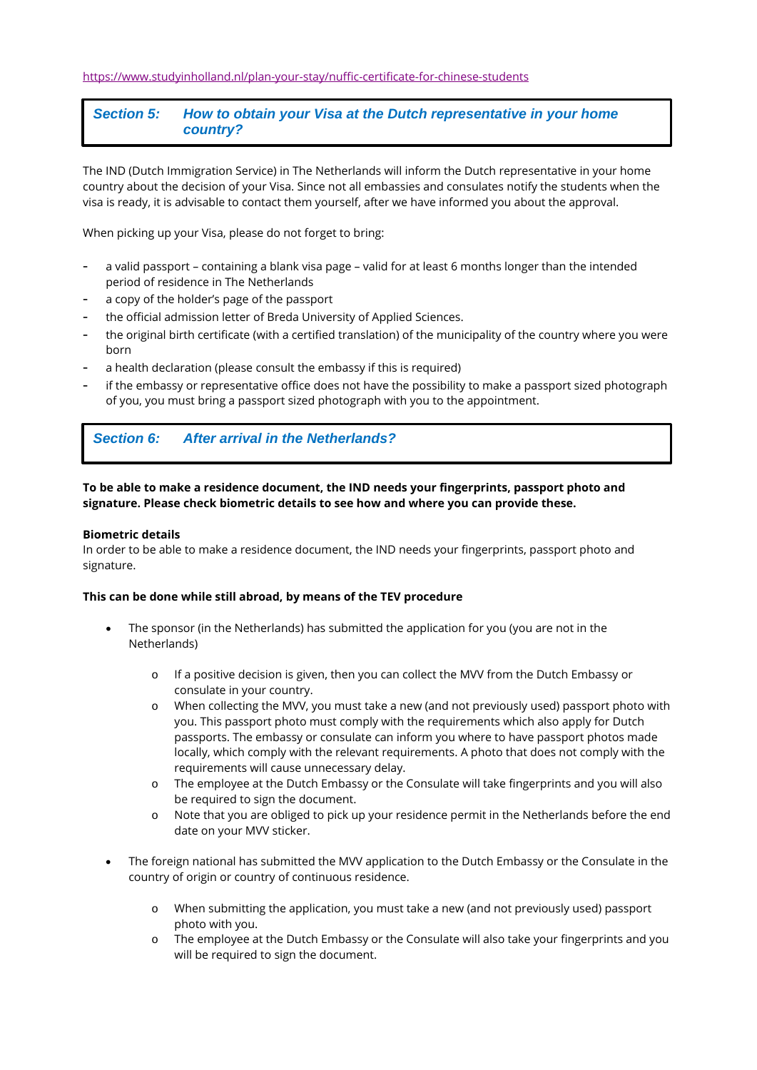https://www.studyinholland.nl/plan-your-stay/nuffic-certificate-for-chinese-students

## *Section 5: How to obtain your Visa at the Dutch representative in your home country?*

The IND (Dutch Immigration Service) in The Netherlands will inform the Dutch representative in your home country about the decision of your Visa. Since not all embassies and consulates notify the students when the visa is ready, it is advisable to contact them yourself, after we have informed you about the approval.

When picking up your Visa, please do not forget to bring:

- a valid passport – containing a blank visa page – valid for at least 6 months longer than the intended period of residence in The Netherlands
- a copy of the holder's page of the passport
- the official admission letter of Breda University of Applied Sciences.
- the original birth certificate (with a certified translation) of the municipality of the country where you were born
- a health declaration (please consult the embassy if this is required)
- if the embassy or representative office does not have the possibility to make a passport sized photograph of you, you must bring a passport sized photograph with you to the appointment.

## *Section 6: After arrival in the Netherlands?*

**To be able to make a residence document, the IND needs your fingerprints, passport photo and signature. Please check biometric details to see how and where you can provide these.**

**Biometric details**
In order to be able to make a residence document, the IND needs your fingerprints, passport photo and signature.

**This can be done while still abroad, by means of the TEV procedure**

- The sponsor (in the Netherlands) has submitted the application for you (you are not in the Netherlands)
  - If a positive decision is given, then you can collect the MVV from the Dutch Embassy or consulate in your country.
  - When collecting the MVV, you must take a new (and not previously used) passport photo with you. This passport photo must comply with the requirements which also apply for Dutch passports. The embassy or consulate can inform you where to have passport photos made locally, which comply with the relevant requirements. A photo that does not comply with the requirements will cause unnecessary delay.
  - The employee at the Dutch Embassy or the Consulate will take fingerprints and you will also be required to sign the document.
  - Note that you are obliged to pick up your residence permit in the Netherlands before the end date on your MVV sticker.

- The foreign national has submitted the MVV application to the Dutch Embassy or the Consulate in the country of origin or country of continuous residence.
  - When submitting the application, you must take a new (and not previously used) passport photo with you.
  - The employee at the Dutch Embassy or the Consulate will also take your fingerprints and you will be required to sign the document.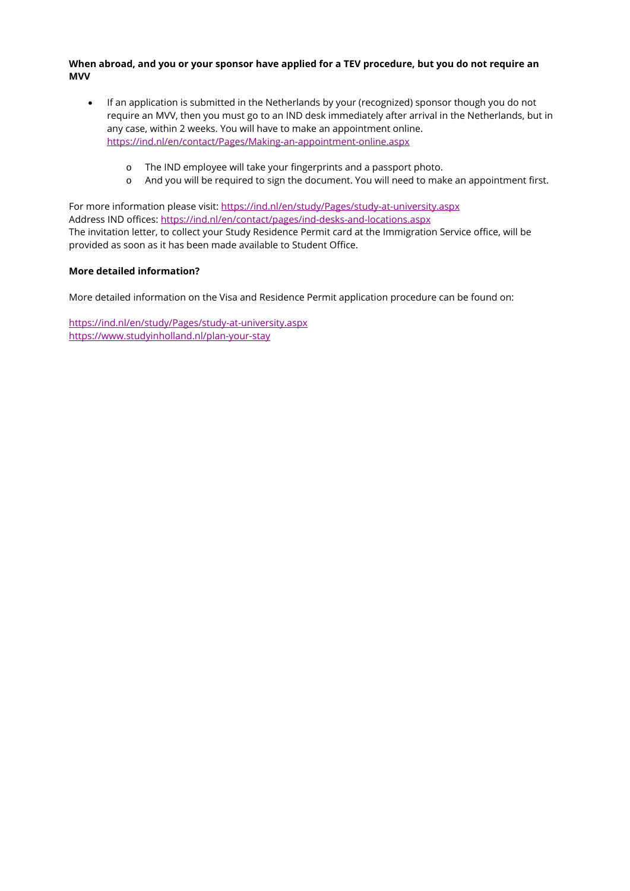**When abroad, and you or your sponsor have applied for a TEV procedure, but you do not require an MVV**

- If an application is submitted in the Netherlands by your (recognized) sponsor though you do not require an MVV, then you must go to an IND desk immediately after arrival in the Netherlands, but in any case, within 2 weeks. You will have to make an appointment online. https://ind.nl/en/contact/Pages/Making-an-appointment-online.aspx
    - The IND employee will take your fingerprints and a passport photo.
    - And you will be required to sign the document. You will need to make an appointment first.

For more information please visit: https://ind.nl/en/study/Pages/study-at-university.aspx
Address IND offices: https://ind.nl/en/contact/pages/ind-desks-and-locations.aspx
The invitation letter, to collect your Study Residence Permit card at the Immigration Service office, will be provided as soon as it has been made available to Student Office.

**More detailed information?**

More detailed information on the Visa and Residence Permit application procedure can be found on:

https://ind.nl/en/study/Pages/study-at-university.aspx
https://www.studyinholland.nl/plan-your-stay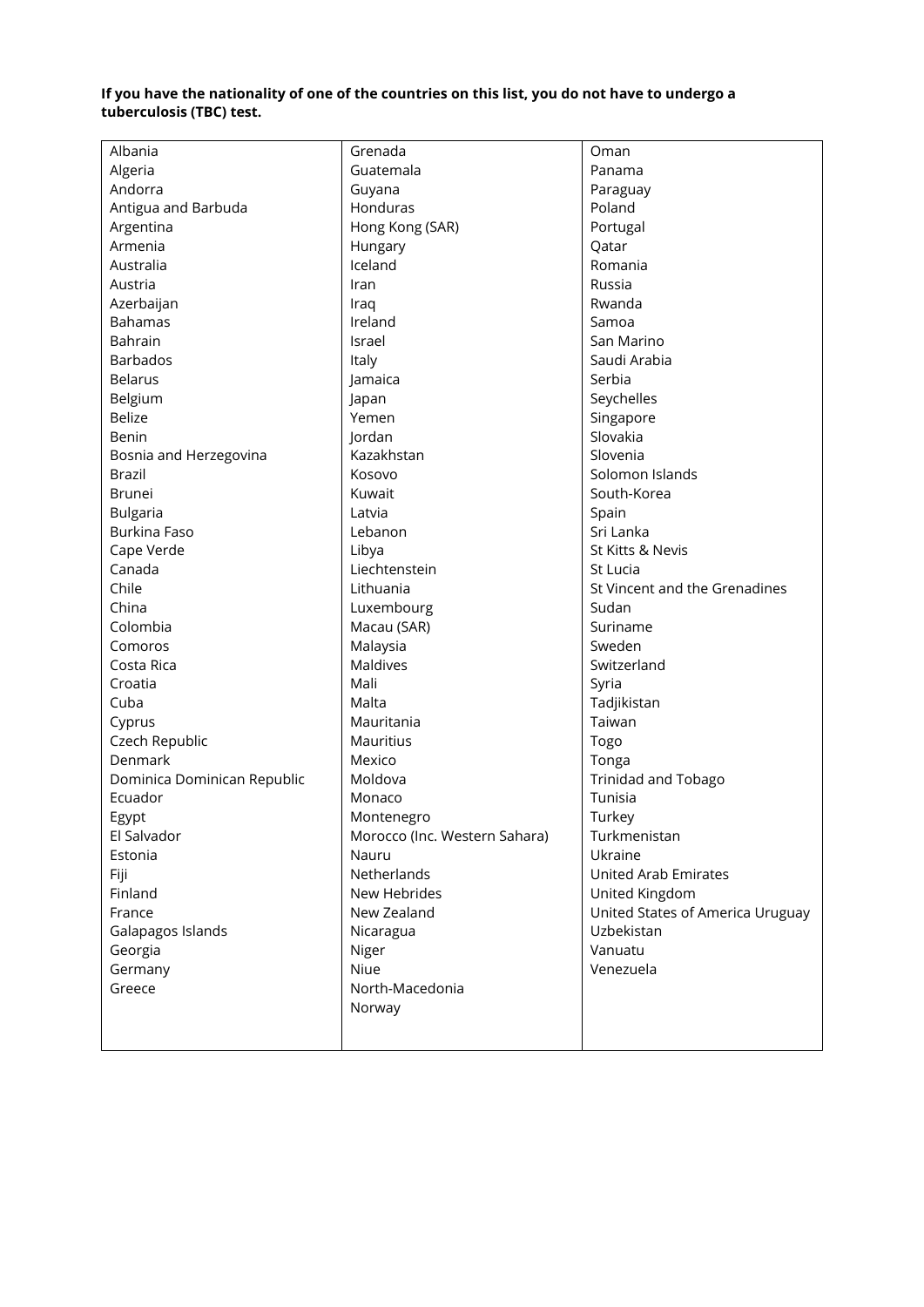**If you have the nationality of one of the countries on this list, you do not have to undergo a tuberculosis (TBC) test.**

| | | |
|---|---|---|
| Albania | Grenada | Oman |
| Algeria | Guatemala | Panama |
| Andorra | Guyana | Paraguay |
| Antigua and Barbuda | Honduras | Poland |
| Argentina | Hong Kong (SAR) | Portugal |
| Armenia | Hungary | Qatar |
| Australia | Iceland | Romania |
| Austria | Iran | Russia |
| Azerbaijan | Iraq | Rwanda |
| Bahamas | Ireland | Samoa |
| Bahrain | Israel | San Marino |
| Barbados | Italy | Saudi Arabia |
| Belarus | Jamaica | Serbia |
| Belgium | Japan | Seychelles |
| Belize | Yemen | Singapore |
| Benin | Jordan | Slovakia |
| Bosnia and Herzegovina | Kazakhstan | Slovenia |
| Brazil | Kosovo | Solomon Islands |
| Brunei | Kuwait | South-Korea |
| Bulgaria | Latvia | Spain |
| Burkina Faso | Lebanon | Sri Lanka |
| Cape Verde | Libya | St Kitts & Nevis |
| Canada | Liechtenstein | St Lucia |
| Chile | Lithuania | St Vincent and the Grenadines |
| China | Luxembourg | Sudan |
| Colombia | Macau (SAR) | Suriname |
| Comoros | Malaysia | Sweden |
| Costa Rica | Maldives | Switzerland |
| Croatia | Mali | Syria |
| Cuba | Malta | Tadjikistan |
| Cyprus | Mauritania | Taiwan |
| Czech Republic | Mauritius | Togo |
| Denmark | Mexico | Tonga |
| Dominica Dominican Republic | Moldova | Trinidad and Tobago |
| Ecuador | Monaco | Tunisia |
| Egypt | Montenegro | Turkey |
| El Salvador | Morocco (Inc. Western Sahara) | Turkmenistan |
| Estonia | Nauru | Ukraine |
| Fiji | Netherlands | United Arab Emirates |
| Finland | New Hebrides | United Kingdom |
| France | New Zealand | United States of America Uruguay |
| Galapagos Islands | Nicaragua | Uzbekistan |
| Georgia | Niger | Vanuatu |
| Germany | Niue | Venezuela |
| Greece | North-Macedonia | |
| | Norway | |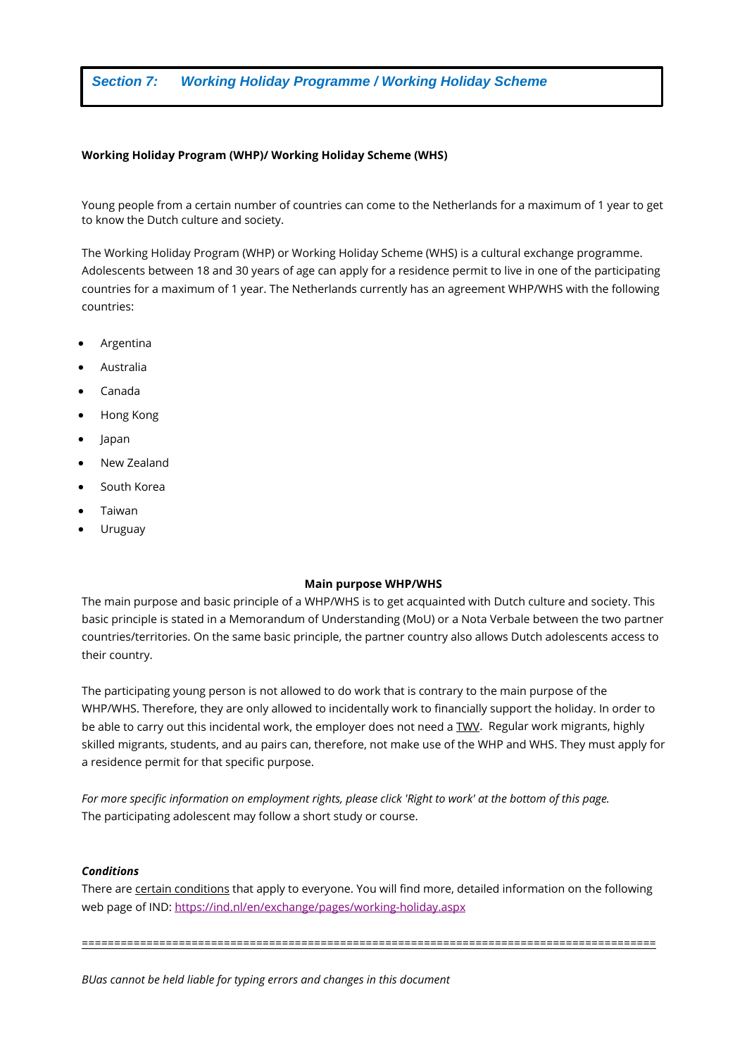## *Section 7: Working Holiday Programme / Working Holiday Scheme*

**Working Holiday Program (WHP)/ Working Holiday Scheme (WHS)**

Young people from a certain number of countries can come to the Netherlands for a maximum of 1 year to get to know the Dutch culture and society.

The Working Holiday Program (WHP) or Working Holiday Scheme (WHS) is a cultural exchange programme. Adolescents between 18 and 30 years of age can apply for a residence permit to live in one of the participating countries for a maximum of 1 year. The Netherlands currently has an agreement WHP/WHS with the following countries:

- Argentina
- Australia
- Canada
- Hong Kong
- Japan
- New Zealand
- South Korea
- Taiwan
- Uruguay

**Main purpose WHP/WHS**

The main purpose and basic principle of a WHP/WHS is to get acquainted with Dutch culture and society. This basic principle is stated in a Memorandum of Understanding (MoU) or a Nota Verbale between the two partner countries/territories. On the same basic principle, the partner country also allows Dutch adolescents access to their country.

The participating young person is not allowed to do work that is contrary to the main purpose of the WHP/WHS. Therefore, they are only allowed to incidentally work to financially support the holiday. In order to be able to carry out this incidental work, the employer does not need a TWV. Regular work migrants, highly skilled migrants, students, and au pairs can, therefore, not make use of the WHP and WHS. They must apply for a residence permit for that specific purpose.

*For more specific information on employment rights, please click 'Right to work' at the bottom of this page.*
The participating adolescent may follow a short study or course.

***Conditions***
There are certain conditions that apply to everyone. You will find more, detailed information on the following web page of IND: https://ind.nl/en/exchange/pages/working-holiday.aspx

==========================================================================================

*BUas cannot be held liable for typing errors and changes in this document*